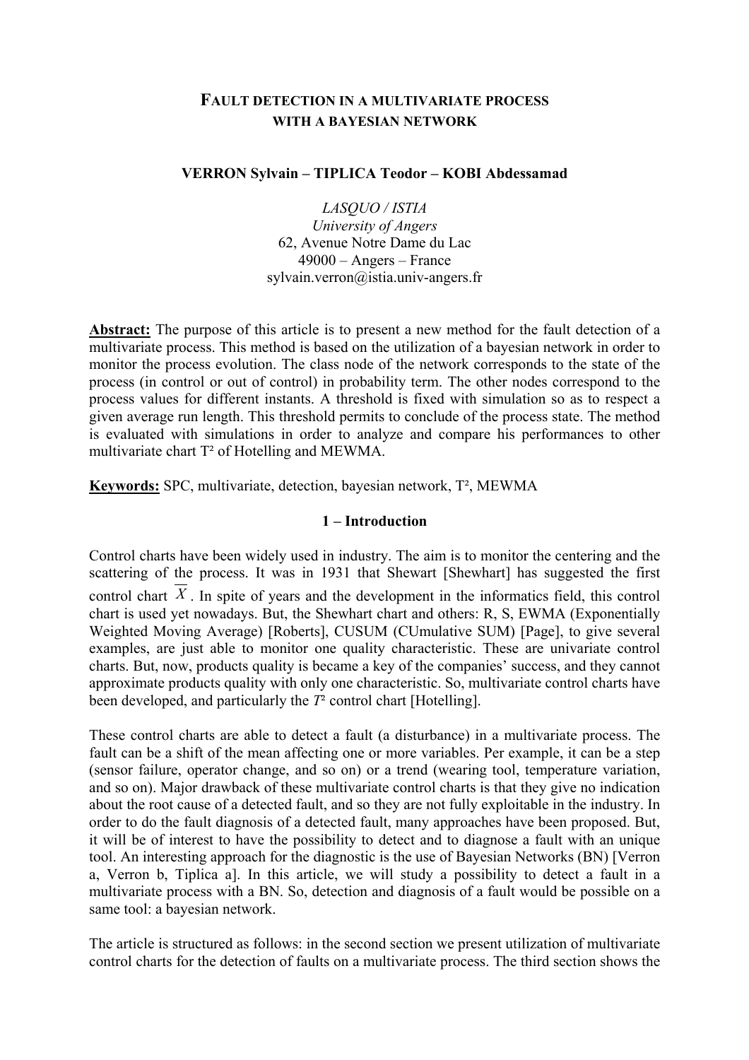# FAULT DETECTION IN A MULTIVARIATE PROCESS WITH A BAYESIAN NETWORK

**VERRON Sylvain – TIPLICA Teodor – KOBI Abdessamad**

*LASQUO / ISTIA*
*University of Angers*
62, Avenue Notre Dame du Lac
49000 – Angers – France
sylvain.verron@istia.univ-angers.fr

**Abstract:** The purpose of this article is to present a new method for the fault detection of a multivariate process. This method is based on the utilization of a bayesian network in order to monitor the process evolution. The class node of the network corresponds to the state of the process (in control or out of control) in probability term. The other nodes correspond to the process values for different instants. A threshold is fixed with simulation so as to respect a given average run length. This threshold permits to conclude of the process state. The method is evaluated with simulations in order to analyze and compare his performances to other multivariate chart T² of Hotelling and MEWMA.

**Keywords:** SPC, multivariate, detection, bayesian network, T², MEWMA

## 1 – Introduction

Control charts have been widely used in industry. The aim is to monitor the centering and the scattering of the process. It was in 1931 that Shewart [Shewhart] has suggested the first control chart $\overline{X}$. In spite of years and the development in the informatics field, this control chart is used yet nowadays. But, the Shewhart chart and others: R, S, EWMA (Exponentially Weighted Moving Average) [Roberts], CUSUM (CUmulative SUM) [Page], to give several examples, are just able to monitor one quality characteristic. These are univariate control charts. But, now, products quality is became a key of the companies' success, and they cannot approximate products quality with only one characteristic. So, multivariate control charts have been developed, and particularly the $T^2$ control chart [Hotelling].

These control charts are able to detect a fault (a disturbance) in a multivariate process. The fault can be a shift of the mean affecting one or more variables. Per example, it can be a step (sensor failure, operator change, and so on) or a trend (wearing tool, temperature variation, and so on). Major drawback of these multivariate control charts is that they give no indication about the root cause of a detected fault, and so they are not fully exploitable in the industry. In order to do the fault diagnosis of a detected fault, many approaches have been proposed. But, it will be of interest to have the possibility to detect and to diagnose a fault with an unique tool. An interesting approach for the diagnostic is the use of Bayesian Networks (BN) [Verron a, Verron b, Tiplica a]. In this article, we will study a possibility to detect a fault in a multivariate process with a BN. So, detection and diagnosis of a fault would be possible on a same tool: a bayesian network.

The article is structured as follows: in the second section we present utilization of multivariate control charts for the detection of faults on a multivariate process. The third section shows the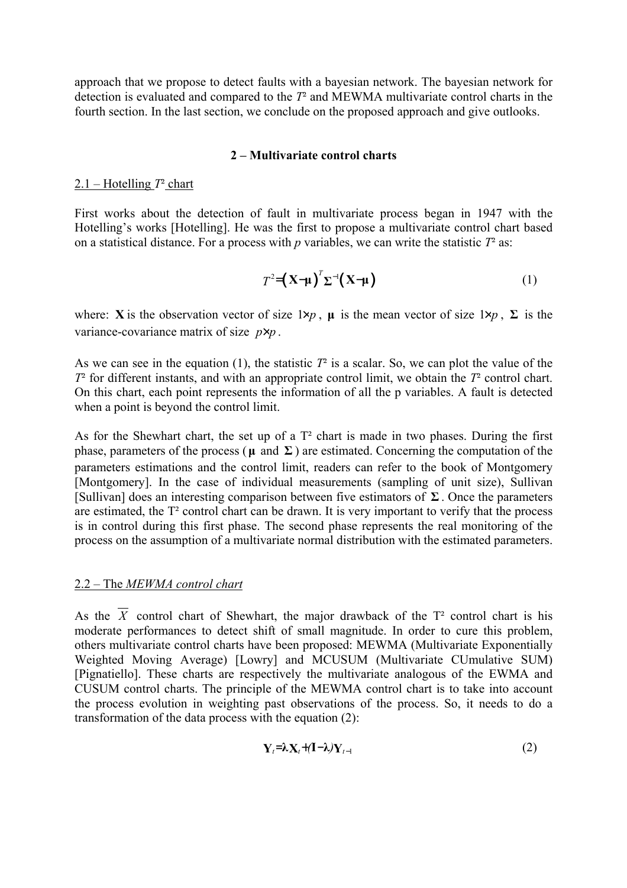approach that we propose to detect faults with a bayesian network. The bayesian network for detection is evaluated and compared to the $T^2$ and MEWMA multivariate control charts in the fourth section. In the last section, we conclude on the proposed approach and give outlooks.

## 2 – Multivariate control charts

### 2.1 – Hotelling $T^2$ chart

First works about the detection of fault in multivariate process began in 1947 with the Hotelling's works [Hotelling]. He was the first to propose a multivariate control chart based on a statistical distance. For a process with $p$ variables, we can write the statistic $T^2$ as:

$$T^2 = (\mathbf{X} - \boldsymbol{\mu})^T \boldsymbol{\Sigma}^{-1} (\mathbf{X} - \boldsymbol{\mu}) \tag{1}$$

where: $\mathbf{X}$ is the observation vector of size $1 \times p$, $\boldsymbol{\mu}$ is the mean vector of size $1 \times p$, $\boldsymbol{\Sigma}$ is the variance-covariance matrix of size $p \times p$.

As we can see in the equation (1), the statistic $T^2$ is a scalar. So, we can plot the value of the $T^2$ for different instants, and with an appropriate control limit, we obtain the $T^2$ control chart. On this chart, each point represents the information of all the p variables. A fault is detected when a point is beyond the control limit.

As for the Shewhart chart, the set up of a $T^2$ chart is made in two phases. During the first phase, parameters of the process ($\boldsymbol{\mu}$ and $\boldsymbol{\Sigma}$) are estimated. Concerning the computation of the parameters estimations and the control limit, readers can refer to the book of Montgomery [Montgomery]. In the case of individual measurements (sampling of unit size), Sullivan [Sullivan] does an interesting comparison between five estimators of $\boldsymbol{\Sigma}$. Once the parameters are estimated, the $T^2$ control chart can be drawn. It is very important to verify that the process is in control during this first phase. The second phase represents the real monitoring of the process on the assumption of a multivariate normal distribution with the estimated parameters.

### 2.2 – The *MEWMA control chart*

As the $\overline{X}$ control chart of Shewhart, the major drawback of the $T^2$ control chart is his moderate performances to detect shift of small magnitude. In order to cure this problem, others multivariate control charts have been proposed: MEWMA (Multivariate Exponentially Weighted Moving Average) [Lowry] and MCUSUM (Multivariate CUmulative SUM) [Pignatiello]. These charts are respectively the multivariate analogous of the EWMA and CUSUM control charts. The principle of the MEWMA control chart is to take into account the process evolution in weighting past observations of the process. So, it needs to do a transformation of the data process with the equation (2):

$$\mathbf{Y}_t = \lambda \mathbf{X}_t + (\mathbf{I} - \lambda) \mathbf{Y}_{t-1} \tag{2}$$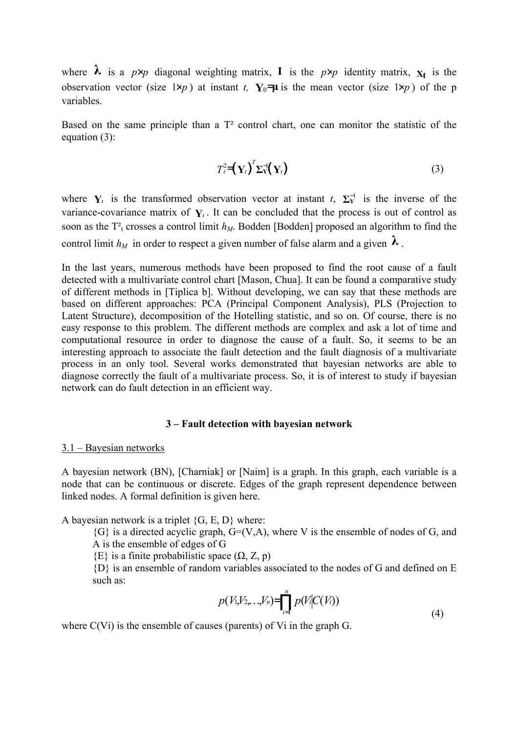where $\boldsymbol{\lambda}$ is a $p \times p$ diagonal weighting matrix, $\mathbf{I}$ is the $p \times p$ identity matrix, $\mathbf{x_t}$ is the observation vector (size $1 \times p$) at instant $t$, $\mathbf{Y}_0 = \boldsymbol{\mu}$ is the mean vector (size $1 \times p$) of the p variables.

Based on the same principle than a T² control chart, one can monitor the statistic of the equation (3):

$$T_t^2 = \left(\mathbf{Y}_t\right)^T \boldsymbol{\Sigma}_{\mathbf{Y}}^{-1} \left(\mathbf{Y}_t\right) \tag{3}$$

where $\mathbf{Y}_t$ is the transformed observation vector at instant $t$, $\boldsymbol{\Sigma}_{\mathbf{Y}}^{-1}$ is the inverse of the variance-covariance matrix of $\mathbf{Y}_t$. It can be concluded that the process is out of control as soon as the $T^2_t$ crosses a control limit $h_M$. Bodden [Bodden] proposed an algorithm to find the control limit $h_M$ in order to respect a given number of false alarm and a given $\boldsymbol{\lambda}$.

In the last years, numerous methods have been proposed to find the root cause of a fault detected with a multivariate control chart [Mason, Chua]. It can be found a comparative study of different methods in [Tiplica b]. Without developing, we can say that these methods are based on different approaches: PCA (Principal Component Analysis), PLS (Projection to Latent Structure), decomposition of the Hotelling statistic, and so on. Of course, there is no easy response to this problem. The different methods are complex and ask a lot of time and computational resource in order to diagnose the cause of a fault. So, it seems to be an interesting approach to associate the fault detection and the fault diagnosis of a multivariate process in an only tool. Several works demonstrated that bayesian networks are able to diagnose correctly the fault of a multivariate process. So, it is of interest to study if bayesian network can do fault detection in an efficient way.

## 3 – Fault detection with bayesian network

### 3.1 – Bayesian networks

A bayesian network (BN), [Charniak] or [Naim] is a graph. In this graph, each variable is a node that can be continuous or discrete. Edges of the graph represent dependence between linked nodes. A formal definition is given here.

A bayesian network is a triplet {G, E, D} where:

- {G} is a directed acyclic graph, G=(V,A), where V is the ensemble of nodes of G, and A is the ensemble of edges of G
- {E} is a finite probabilistic space (Ω, Z, p)
- {D} is an ensemble of random variables associated to the nodes of G and defined on E such as:

$$p(V_1, V_2, \ldots, V_n) = \prod_{i=1}^{n} p(V_i \mid C(V_i)) \tag{4}$$

where C(Vi) is the ensemble of causes (parents) of Vi in the graph G.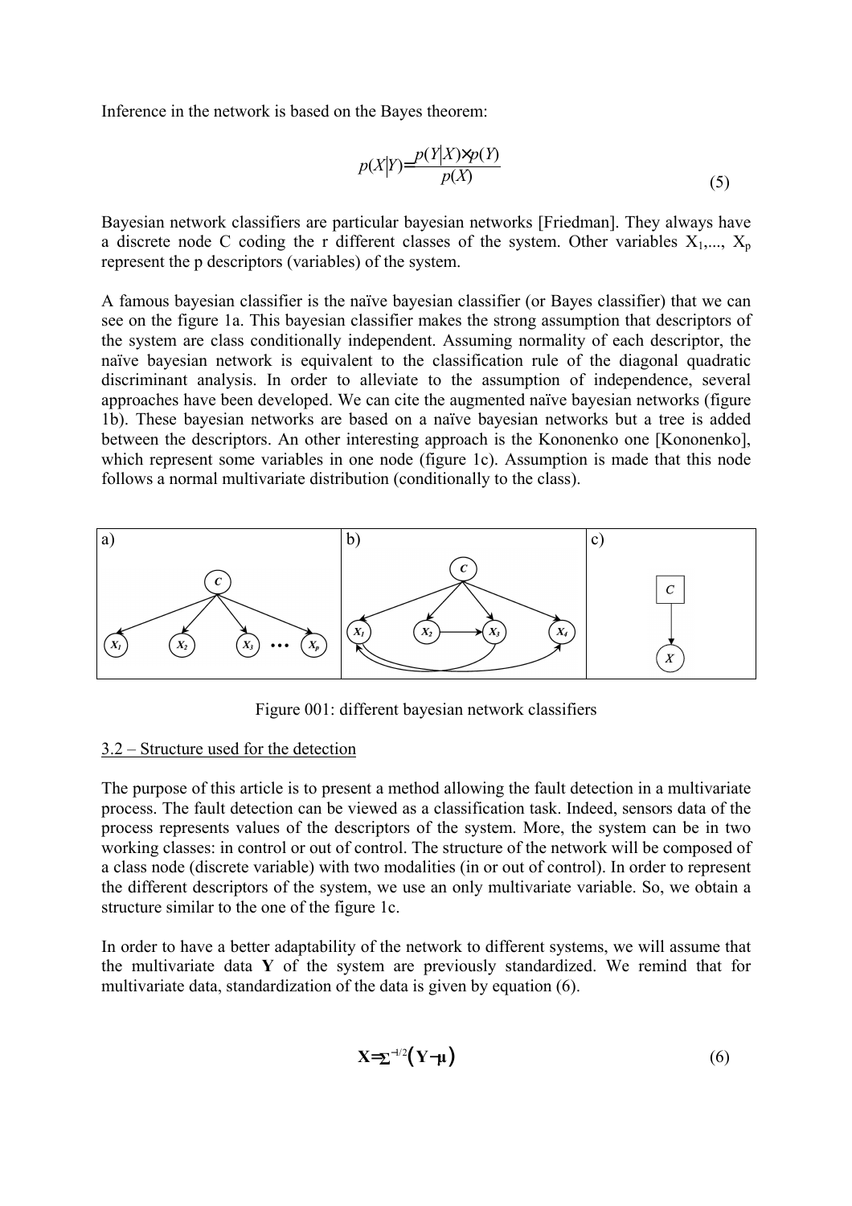Inference in the network is based on the Bayes theorem:

$$p(X|Y)=\frac{p(Y|X)\times p(Y)}{p(X)} \tag{5}$$

Bayesian network classifiers are particular bayesian networks [Friedman]. They always have a discrete node C coding the r different classes of the system. Other variables $X_1,..., X_p$ represent the p descriptors (variables) of the system.

A famous bayesian classifier is the naïve bayesian classifier (or Bayes classifier) that we can see on the figure 1a. This bayesian classifier makes the strong assumption that descriptors of the system are class conditionally independent. Assuming normality of each descriptor, the naïve bayesian network is equivalent to the classification rule of the diagonal quadratic discriminant analysis. In order to alleviate to the assumption of independence, several approaches have been developed. We can cite the augmented naïve bayesian networks (figure 1b). These bayesian networks are based on a naïve bayesian networks but a tree is added between the descriptors. An other interesting approach is the Kononenko one [Kononenko], which represent some variables in one node (figure 1c). Assumption is made that this node follows a normal multivariate distribution (conditionally to the class).

Figure 001: different bayesian network classifiers

## 3.2 – Structure used for the detection

The purpose of this article is to present a method allowing the fault detection in a multivariate process. The fault detection can be viewed as a classification task. Indeed, sensors data of the process represents values of the descriptors of the system. More, the system can be in two working classes: in control or out of control. The structure of the network will be composed of a class node (discrete variable) with two modalities (in or out of control). In order to represent the different descriptors of the system, we use an only multivariate variable. So, we obtain a structure similar to the one of the figure 1c.

In order to have a better adaptability of the network to different systems, we will assume that the multivariate data **Y** of the system are previously standardized. We remind that for multivariate data, standardization of the data is given by equation (6).

$$\mathbf{X}=\Sigma^{-1/2}\left(\mathbf{Y}-\boldsymbol{\mu}\right) \tag{6}$$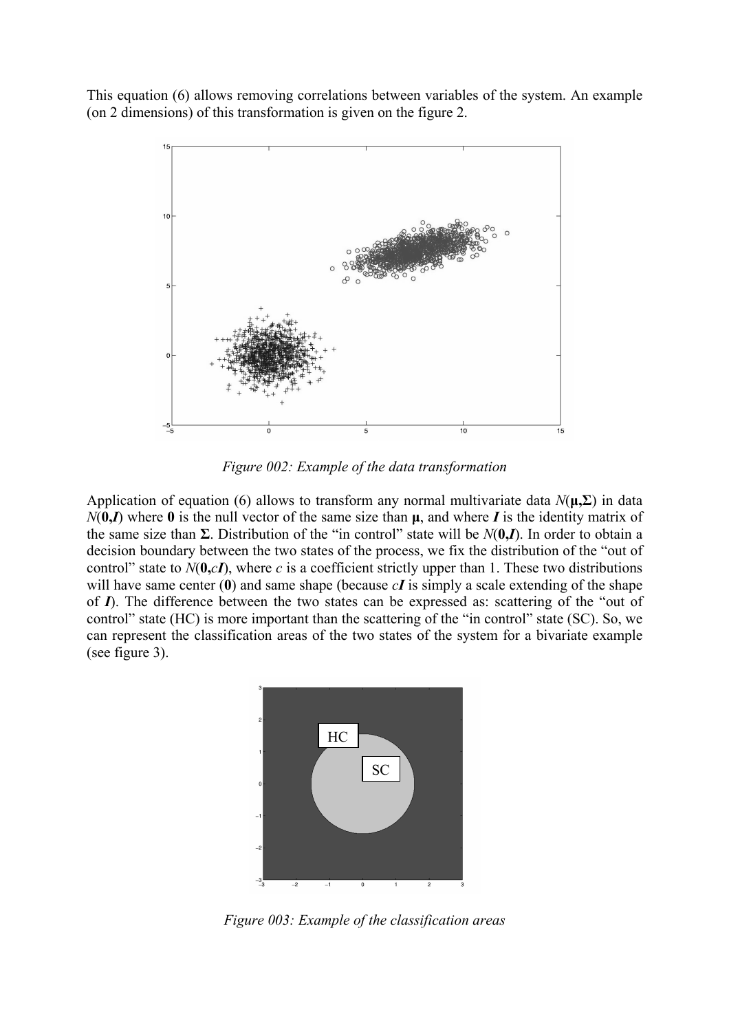This equation (6) allows removing correlations between variables of the system. An example (on 2 dimensions) of this transformation is given on the figure 2.

*Figure 002: Example of the data transformation*

Application of equation (6) allows to transform any normal multivariate data $N(\boldsymbol{\mu},\boldsymbol{\Sigma})$ in data $N(\mathbf{0},\boldsymbol{I})$ where $\mathbf{0}$ is the null vector of the same size than $\boldsymbol{\mu}$, and where $\boldsymbol{I}$ is the identity matrix of the same size than $\boldsymbol{\Sigma}$. Distribution of the "in control" state will be $N(\mathbf{0},\boldsymbol{I})$. In order to obtain a decision boundary between the two states of the process, we fix the distribution of the "out of control" state to $N(\mathbf{0},c\boldsymbol{I})$, where $c$ is a coefficient strictly upper than 1. These two distributions will have same center ($\mathbf{0}$) and same shape (because $c\boldsymbol{I}$ is simply a scale extending of the shape of $\boldsymbol{I}$). The difference between the two states can be expressed as: scattering of the "out of control" state (HC) is more important than the scattering of the "in control" state (SC). So, we can represent the classification areas of the two states of the system for a bivariate example (see figure 3).

*Figure 003: Example of the classification areas*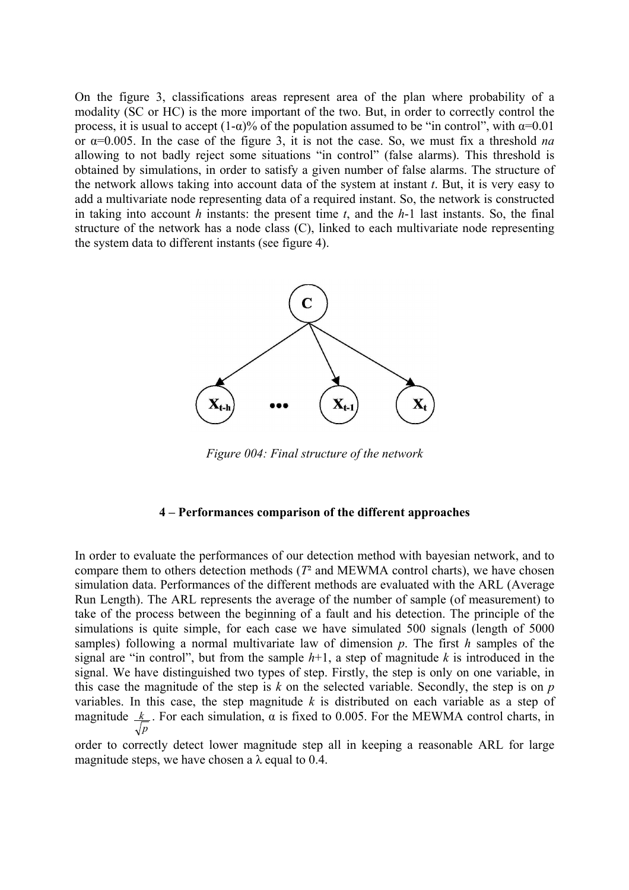On the figure 3, classifications areas represent area of the plan where probability of a modality (SC or HC) is the more important of the two. But, in order to correctly control the process, it is usual to accept $(1-\alpha)\%$ of the population assumed to be "in control", with $\alpha=0.01$ or $\alpha=0.005$. In the case of the figure 3, it is not the case. So, we must fix a threshold *na* allowing to not badly reject some situations "in control" (false alarms). This threshold is obtained by simulations, in order to satisfy a given number of false alarms. The structure of the network allows taking into account data of the system at instant *t*. But, it is very easy to add a multivariate node representing data of a required instant. So, the network is constructed in taking into account *h* instants: the present time *t*, and the *h*-1 last instants. So, the final structure of the network has a node class (C), linked to each multivariate node representing the system data to different instants (see figure 4).

*Figure 004: Final structure of the network*

## 4 – Performances comparison of the different approaches

In order to evaluate the performances of our detection method with bayesian network, and to compare them to others detection methods ($T^2$ and MEWMA control charts), we have chosen simulation data. Performances of the different methods are evaluated with the ARL (Average Run Length). The ARL represents the average of the number of sample (of measurement) to take of the process between the beginning of a fault and his detection. The principle of the simulations is quite simple, for each case we have simulated 500 signals (length of 5000 samples) following a normal multivariate law of dimension *p*. The first *h* samples of the signal are "in control", but from the sample *h*+1, a step of magnitude *k* is introduced in the signal. We have distinguished two types of step. Firstly, the step is only on one variable, in this case the magnitude of the step is *k* on the selected variable. Secondly, the step is on *p* variables. In this case, the step magnitude *k* is distributed on each variable as a step of magnitude $\frac{k}{\sqrt{p}}$. For each simulation, $\alpha$ is fixed to 0.005. For the MEWMA control charts, in order to correctly detect lower magnitude step all in keeping a reasonable ARL for large magnitude steps, we have chosen a $\lambda$ equal to 0.4.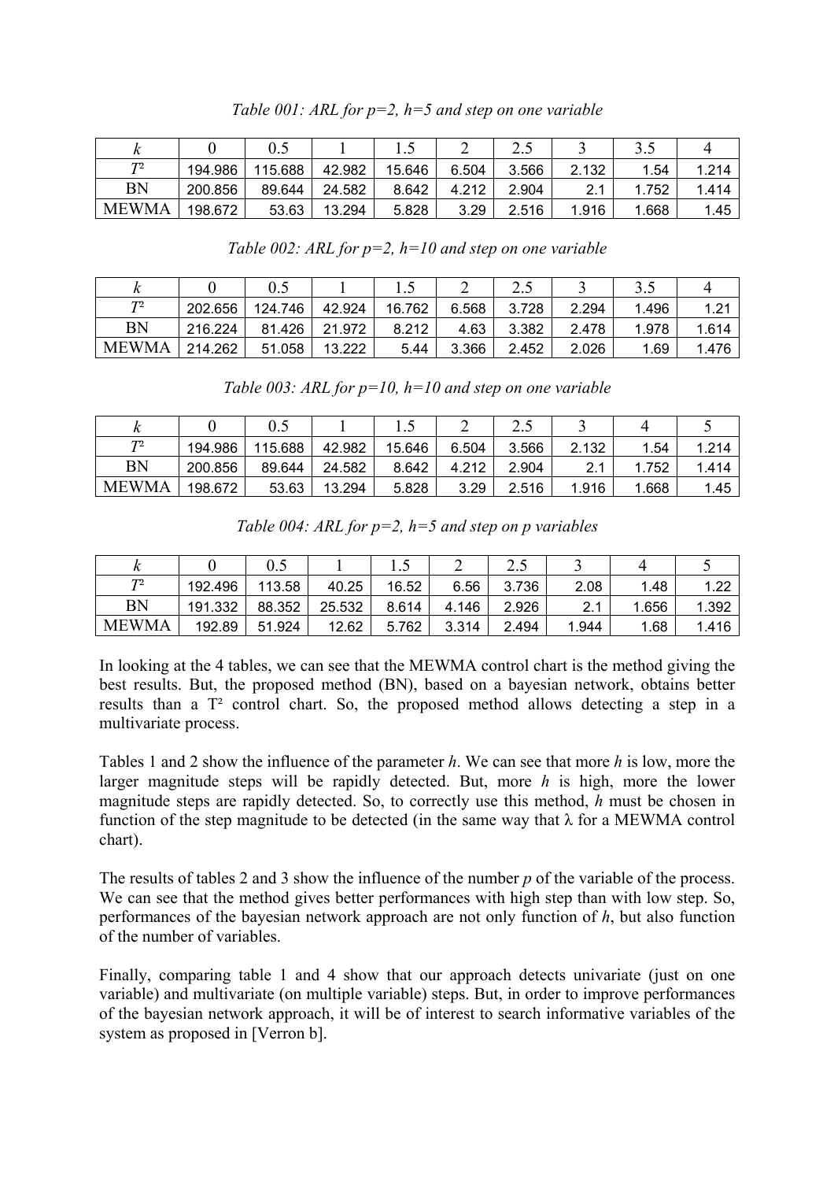*Table 001: ARL for p=2, h=5 and step on one variable*

| $k$ | 0 | 0.5 | 1 | 1.5 | 2 | 2.5 | 3 | 3.5 | 4 |
|---|---|---|---|---|---|---|---|---|---|
| $T^2$ | 194.986 | 115.688 | 42.982 | 15.646 | 6.504 | 3.566 | 2.132 | 1.54 | 1.214 |
| BN | 200.856 | 89.644 | 24.582 | 8.642 | 4.212 | 2.904 | 2.1 | 1.752 | 1.414 |
| MEWMA | 198.672 | 53.63 | 13.294 | 5.828 | 3.29 | 2.516 | 1.916 | 1.668 | 1.45 |

*Table 002: ARL for p=2, h=10 and step on one variable*

| $k$ | 0 | 0.5 | 1 | 1.5 | 2 | 2.5 | 3 | 3.5 | 4 |
|---|---|---|---|---|---|---|---|---|---|
| $T^2$ | 202.656 | 124.746 | 42.924 | 16.762 | 6.568 | 3.728 | 2.294 | 1.496 | 1.21 |
| BN | 216.224 | 81.426 | 21.972 | 8.212 | 4.63 | 3.382 | 2.478 | 1.978 | 1.614 |
| MEWMA | 214.262 | 51.058 | 13.222 | 5.44 | 3.366 | 2.452 | 2.026 | 1.69 | 1.476 |

*Table 003: ARL for p=10, h=10 and step on one variable*

| $k$ | 0 | 0.5 | 1 | 1.5 | 2 | 2.5 | 3 | 4 | 5 |
|---|---|---|---|---|---|---|---|---|---|
| $T^2$ | 194.986 | 115.688 | 42.982 | 15.646 | 6.504 | 3.566 | 2.132 | 1.54 | 1.214 |
| BN | 200.856 | 89.644 | 24.582 | 8.642 | 4.212 | 2.904 | 2.1 | 1.752 | 1.414 |
| MEWMA | 198.672 | 53.63 | 13.294 | 5.828 | 3.29 | 2.516 | 1.916 | 1.668 | 1.45 |

*Table 004: ARL for p=2, h=5 and step on p variables*

| $k$ | 0 | 0.5 | 1 | 1.5 | 2 | 2.5 | 3 | 4 | 5 |
|---|---|---|---|---|---|---|---|---|---|
| $T^2$ | 192.496 | 113.58 | 40.25 | 16.52 | 6.56 | 3.736 | 2.08 | 1.48 | 1.22 |
| BN | 191.332 | 88.352 | 25.532 | 8.614 | 4.146 | 2.926 | 2.1 | 1.656 | 1.392 |
| MEWMA | 192.89 | 51.924 | 12.62 | 5.762 | 3.314 | 2.494 | 1.944 | 1.68 | 1.416 |

In looking at the 4 tables, we can see that the MEWMA control chart is the method giving the best results. But, the proposed method (BN), based on a bayesian network, obtains better results than a T² control chart. So, the proposed method allows detecting a step in a multivariate process.

Tables 1 and 2 show the influence of the parameter $h$. We can see that more $h$ is low, more the larger magnitude steps will be rapidly detected. But, more $h$ is high, more the lower magnitude steps are rapidly detected. So, to correctly use this method, $h$ must be chosen in function of the step magnitude to be detected (in the same way that $\lambda$ for a MEWMA control chart).

The results of tables 2 and 3 show the influence of the number $p$ of the variable of the process. We can see that the method gives better performances with high step than with low step. So, performances of the bayesian network approach are not only function of $h$, but also function of the number of variables.

Finally, comparing table 1 and 4 show that our approach detects univariate (just on one variable) and multivariate (on multiple variable) steps. But, in order to improve performances of the bayesian network approach, it will be of interest to search informative variables of the system as proposed in [Verron b].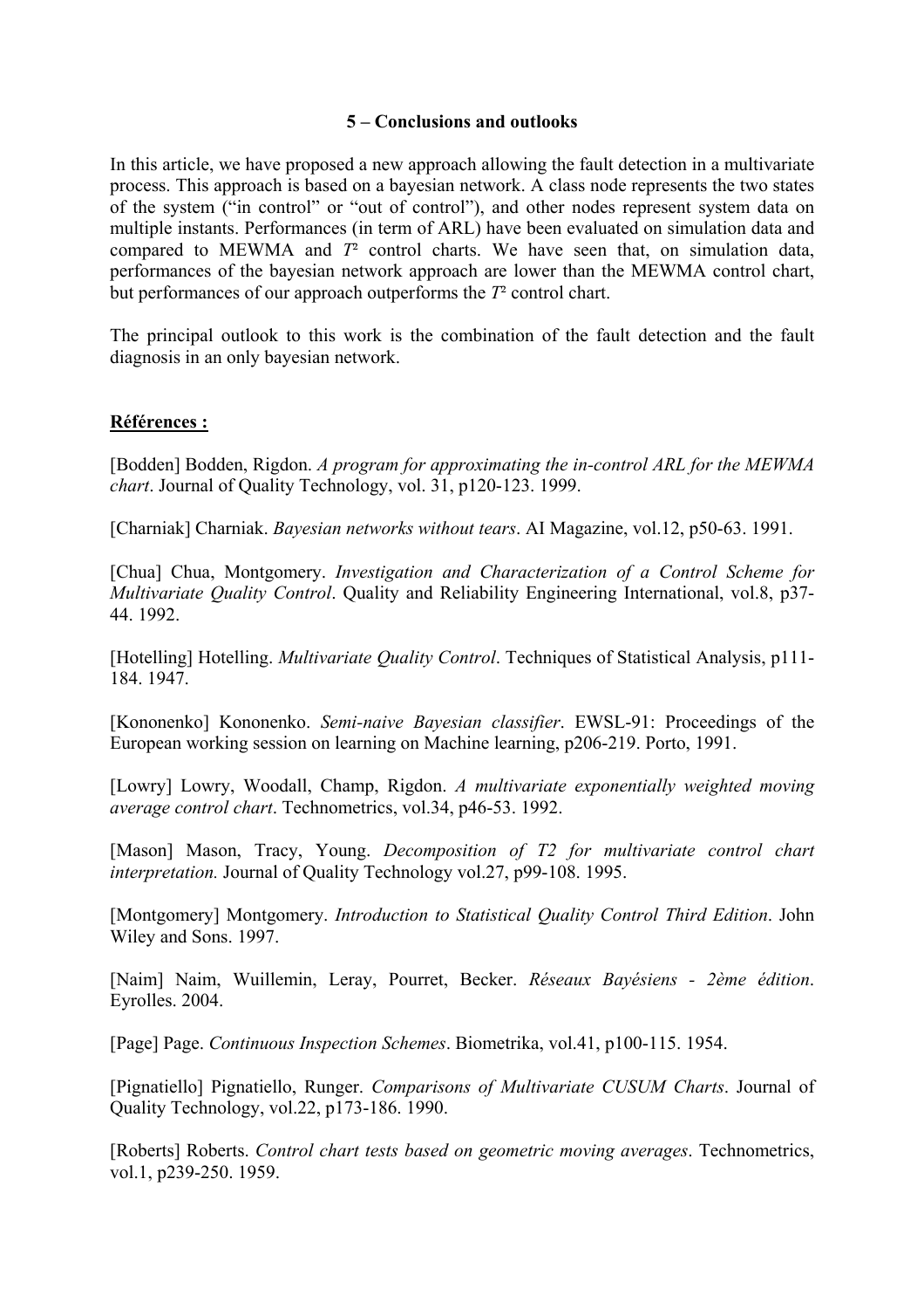## 5 – Conclusions and outlooks

In this article, we have proposed a new approach allowing the fault detection in a multivariate process. This approach is based on a bayesian network. A class node represents the two states of the system ("in control" or "out of control"), and other nodes represent system data on multiple instants. Performances (in term of ARL) have been evaluated on simulation data and compared to MEWMA and $T^2$ control charts. We have seen that, on simulation data, performances of the bayesian network approach are lower than the MEWMA control chart, but performances of our approach outperforms the $T^2$ control chart.

The principal outlook to this work is the combination of the fault detection and the fault diagnosis in an only bayesian network.

**Références :**

[Bodden] Bodden, Rigdon. *A program for approximating the in-control ARL for the MEWMA chart*. Journal of Quality Technology, vol. 31, p120-123. 1999.

[Charniak] Charniak. *Bayesian networks without tears*. AI Magazine, vol.12, p50-63. 1991.

[Chua] Chua, Montgomery. *Investigation and Characterization of a Control Scheme for Multivariate Quality Control*. Quality and Reliability Engineering International, vol.8, p37-44. 1992.

[Hotelling] Hotelling. *Multivariate Quality Control*. Techniques of Statistical Analysis, p111-184. 1947.

[Kononenko] Kononenko. *Semi-naive Bayesian classifier*. EWSL-91: Proceedings of the European working session on learning on Machine learning, p206-219. Porto, 1991.

[Lowry] Lowry, Woodall, Champ, Rigdon. *A multivariate exponentially weighted moving average control chart*. Technometrics, vol.34, p46-53. 1992.

[Mason] Mason, Tracy, Young. *Decomposition of T2 for multivariate control chart interpretation.* Journal of Quality Technology vol.27, p99-108. 1995.

[Montgomery] Montgomery. *Introduction to Statistical Quality Control Third Edition*. John Wiley and Sons. 1997.

[Naim] Naim, Wuillemin, Leray, Pourret, Becker. *Réseaux Bayésiens - 2ème édition*. Eyrolles. 2004.

[Page] Page. *Continuous Inspection Schemes*. Biometrika, vol.41, p100-115. 1954.

[Pignatiello] Pignatiello, Runger. *Comparisons of Multivariate CUSUM Charts*. Journal of Quality Technology, vol.22, p173-186. 1990.

[Roberts] Roberts. *Control chart tests based on geometric moving averages*. Technometrics, vol.1, p239-250. 1959.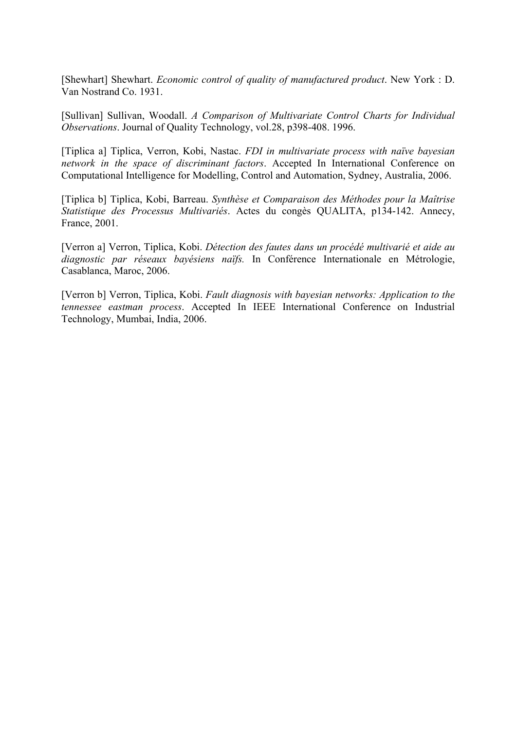[Shewhart] Shewhart. *Economic control of quality of manufactured product*. New York : D. Van Nostrand Co. 1931.

[Sullivan] Sullivan, Woodall. *A Comparison of Multivariate Control Charts for Individual Observations*. Journal of Quality Technology, vol.28, p398-408. 1996.

[Tiplica a] Tiplica, Verron, Kobi, Nastac. *FDI in multivariate process with naïve bayesian network in the space of discriminant factors*. Accepted In International Conference on Computational Intelligence for Modelling, Control and Automation, Sydney, Australia, 2006.

[Tiplica b] Tiplica, Kobi, Barreau. *Synthèse et Comparaison des Méthodes pour la Maîtrise Statistique des Processus Multivariés*. Actes du congès QUALITA, p134-142. Annecy, France, 2001.

[Verron a] Verron, Tiplica, Kobi. *Détection des fautes dans un procédé multivarié et aide au diagnostic par réseaux bayésiens naïfs.* In Conférence Internationale en Métrologie, Casablanca, Maroc, 2006.

[Verron b] Verron, Tiplica, Kobi. *Fault diagnosis with bayesian networks: Application to the tennessee eastman process*. Accepted In IEEE International Conference on Industrial Technology, Mumbai, India, 2006.